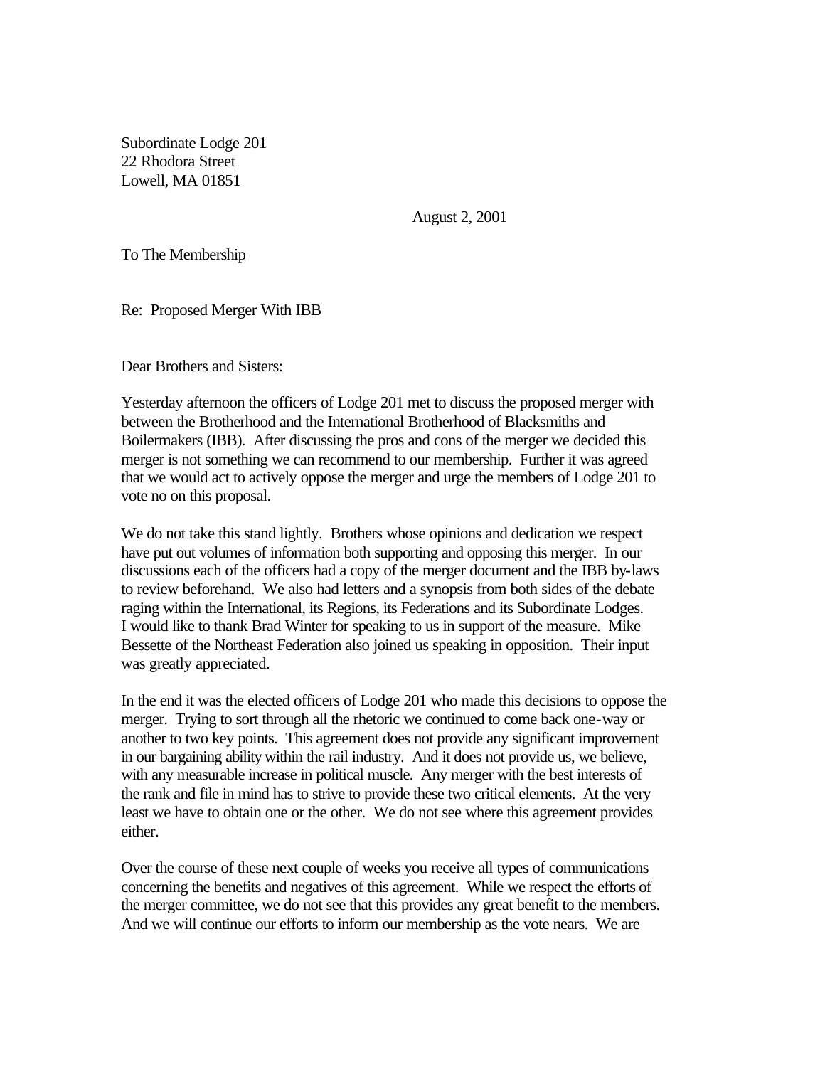Subordinate Lodge 201
22 Rhodora Street
Lowell, MA 01851

August 2, 2001

To The Membership

Re: Proposed Merger With IBB

Dear Brothers and Sisters:

Yesterday afternoon the officers of Lodge 201 met to discuss the proposed merger with between the Brotherhood and the International Brotherhood of Blacksmiths and Boilermakers (IBB). After discussing the pros and cons of the merger we decided this merger is not something we can recommend to our membership. Further it was agreed that we would act to actively oppose the merger and urge the members of Lodge 201 to vote no on this proposal.

We do not take this stand lightly. Brothers whose opinions and dedication we respect have put out volumes of information both supporting and opposing this merger. In our discussions each of the officers had a copy of the merger document and the IBB by-laws to review beforehand. We also had letters and a synopsis from both sides of the debate raging within the International, its Regions, its Federations and its Subordinate Lodges. I would like to thank Brad Winter for speaking to us in support of the measure. Mike Bessette of the Northeast Federation also joined us speaking in opposition. Their input was greatly appreciated.

In the end it was the elected officers of Lodge 201 who made this decisions to oppose the merger. Trying to sort through all the rhetoric we continued to come back one-way or another to two key points. This agreement does not provide any significant improvement in our bargaining ability within the rail industry. And it does not provide us, we believe, with any measurable increase in political muscle. Any merger with the best interests of the rank and file in mind has to strive to provide these two critical elements. At the very least we have to obtain one or the other. We do not see where this agreement provides either.

Over the course of these next couple of weeks you receive all types of communications concerning the benefits and negatives of this agreement. While we respect the efforts of the merger committee, we do not see that this provides any great benefit to the members. And we will continue our efforts to inform our membership as the vote nears. We are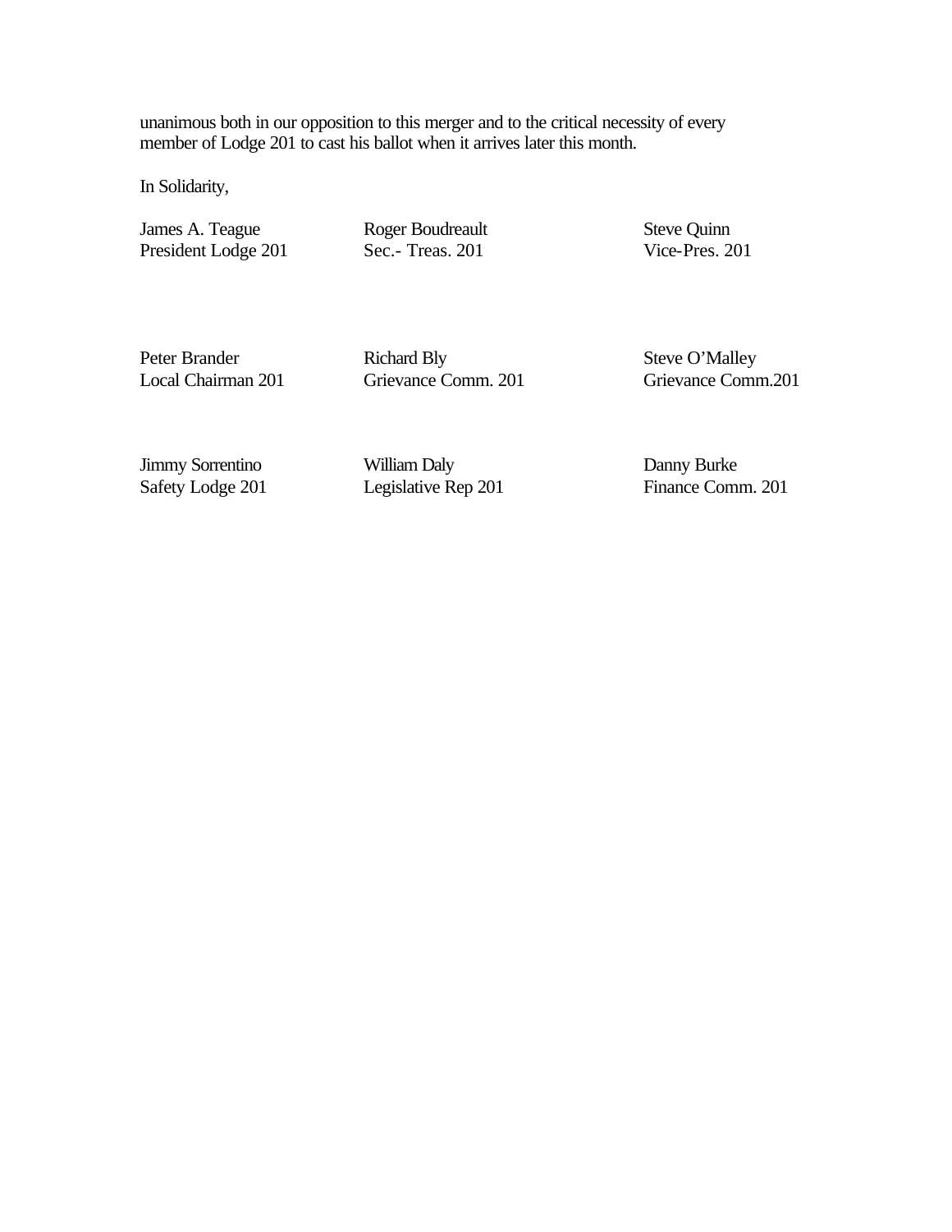unanimous both in our opposition to this merger and to the critical necessity of every member of Lodge 201 to cast his ballot when it arrives later this month.

In Solidarity,

| | | |
|---|---|---|
| James A. Teague<br>President Lodge 201 | Roger Boudreault<br>Sec.- Treas. 201 | Steve Quinn<br>Vice-Pres. 201 |
| Peter Brander<br>Local Chairman 201 | Richard Bly<br>Grievance Comm. 201 | Steve O'Malley<br>Grievance Comm.201 |
| Jimmy Sorrentino<br>Safety Lodge 201 | William Daly<br>Legislative Rep 201 | Danny Burke<br>Finance Comm. 201 |